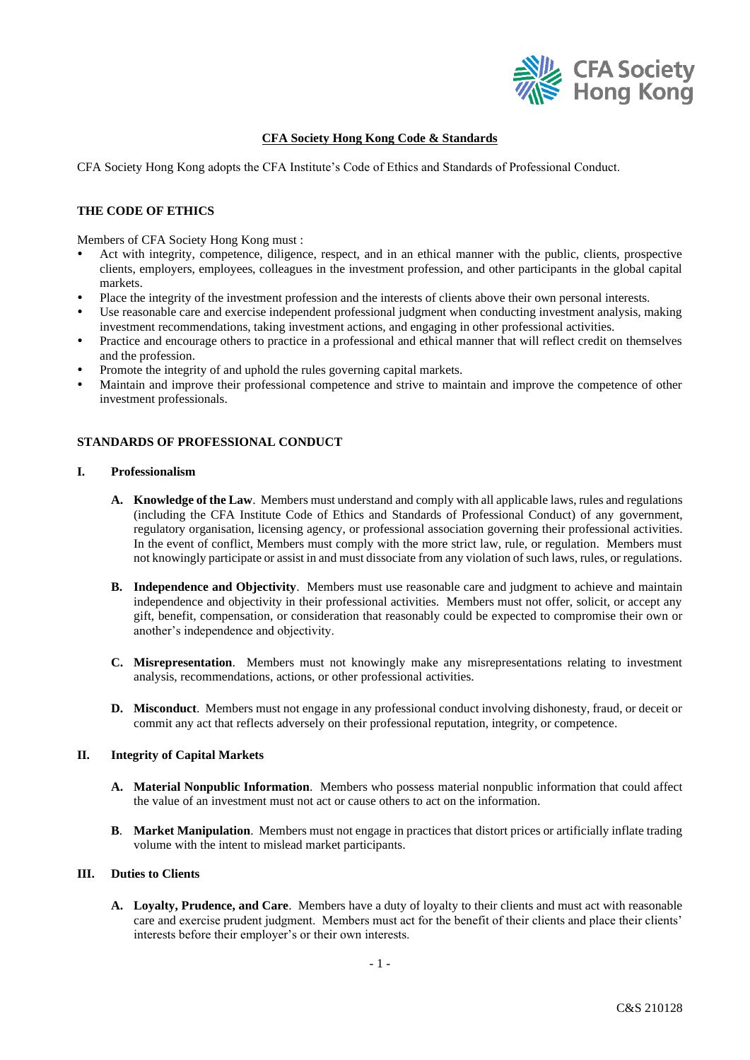# CFA Society Hong Kong Code & Standards

CFA Society Hong Kong adopts the CFA Institute's Code of Ethics and Standards of Professional Conduct.

## THE CODE OF ETHICS

Members of CFA Society Hong Kong must :

- Act with integrity, competence, diligence, respect, and in an ethical manner with the public, clients, prospective clients, employers, employees, colleagues in the investment profession, and other participants in the global capital markets.
- Place the integrity of the investment profession and the interests of clients above their own personal interests.
- Use reasonable care and exercise independent professional judgment when conducting investment analysis, making investment recommendations, taking investment actions, and engaging in other professional activities.
- Practice and encourage others to practice in a professional and ethical manner that will reflect credit on themselves and the profession.
- Promote the integrity of and uphold the rules governing capital markets.
- Maintain and improve their professional competence and strive to maintain and improve the competence of other investment professionals.

## STANDARDS OF PROFESSIONAL CONDUCT

### I. Professionalism

**A. Knowledge of the Law**. Members must understand and comply with all applicable laws, rules and regulations (including the CFA Institute Code of Ethics and Standards of Professional Conduct) of any government, regulatory organisation, licensing agency, or professional association governing their professional activities. In the event of conflict, Members must comply with the more strict law, rule, or regulation. Members must not knowingly participate or assist in and must dissociate from any violation of such laws, rules, or regulations.

**B. Independence and Objectivity**. Members must use reasonable care and judgment to achieve and maintain independence and objectivity in their professional activities. Members must not offer, solicit, or accept any gift, benefit, compensation, or consideration that reasonably could be expected to compromise their own or another's independence and objectivity.

**C. Misrepresentation**. Members must not knowingly make any misrepresentations relating to investment analysis, recommendations, actions, or other professional activities.

**D. Misconduct**. Members must not engage in any professional conduct involving dishonesty, fraud, or deceit or commit any act that reflects adversely on their professional reputation, integrity, or competence.

### II. Integrity of Capital Markets

**A. Material Nonpublic Information**. Members who possess material nonpublic information that could affect the value of an investment must not act or cause others to act on the information.

**B. Market Manipulation**. Members must not engage in practices that distort prices or artificially inflate trading volume with the intent to mislead market participants.

### III. Duties to Clients

**A. Loyalty, Prudence, and Care**. Members have a duty of loyalty to their clients and must act with reasonable care and exercise prudent judgment. Members must act for the benefit of their clients and place their clients' interests before their employer's or their own interests.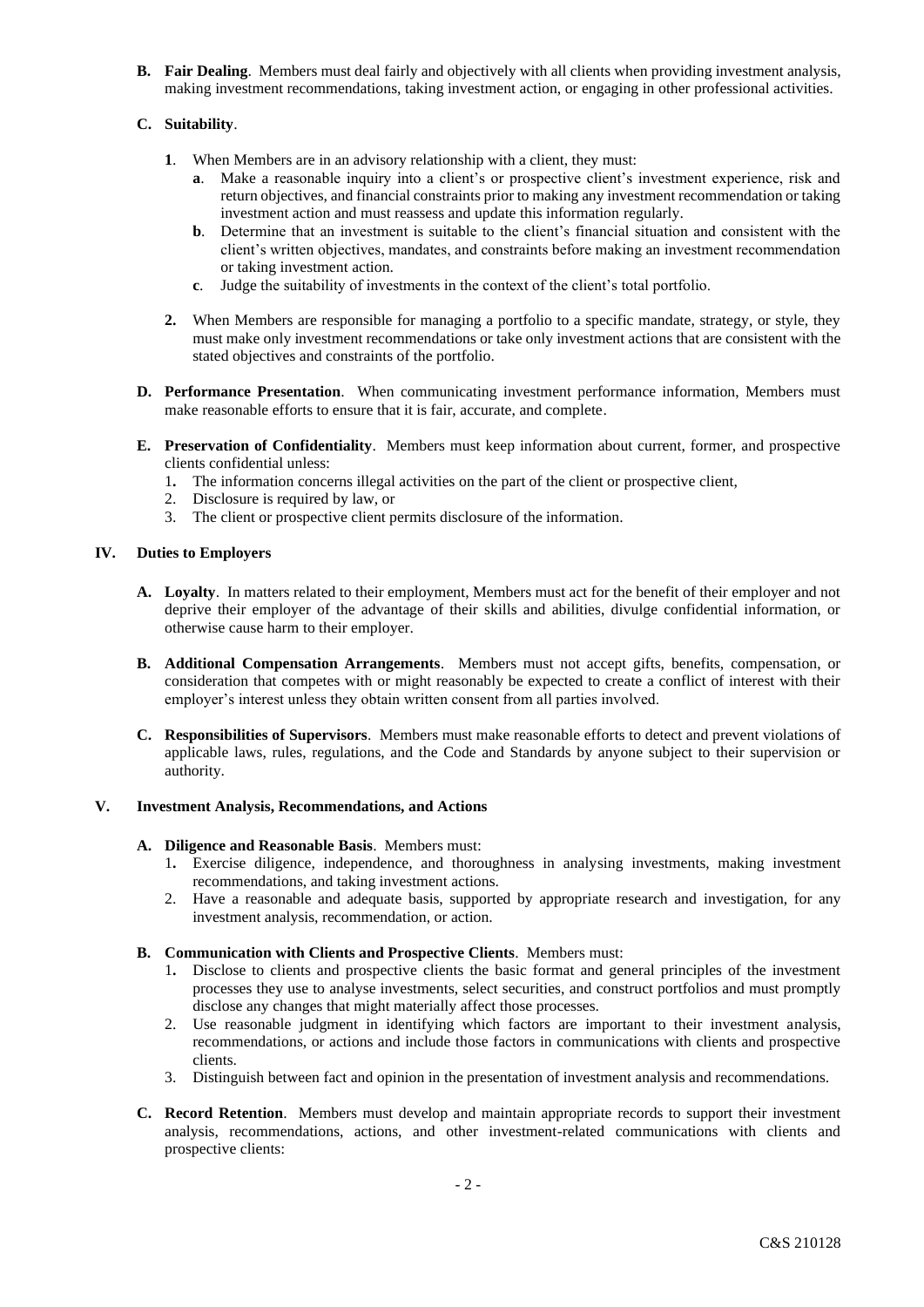**B. Fair Dealing**. Members must deal fairly and objectively with all clients when providing investment analysis, making investment recommendations, taking investment action, or engaging in other professional activities.

**C. Suitability**.

1. When Members are in an advisory relationship with a client, they must:
   - **a**. Make a reasonable inquiry into a client's or prospective client's investment experience, risk and return objectives, and financial constraints prior to making any investment recommendation or taking investment action and must reassess and update this information regularly.
   - **b**. Determine that an investment is suitable to the client's financial situation and consistent with the client's written objectives, mandates, and constraints before making an investment recommendation or taking investment action.
   - **c**. Judge the suitability of investments in the context of the client's total portfolio.
2. When Members are responsible for managing a portfolio to a specific mandate, strategy, or style, they must make only investment recommendations or take only investment actions that are consistent with the stated objectives and constraints of the portfolio.

**D. Performance Presentation**. When communicating investment performance information, Members must make reasonable efforts to ensure that it is fair, accurate, and complete.

**E. Preservation of Confidentiality**. Members must keep information about current, former, and prospective clients confidential unless:

1. The information concerns illegal activities on the part of the client or prospective client,
2. Disclosure is required by law, or
3. The client or prospective client permits disclosure of the information.

## IV. Duties to Employers

**A. Loyalty**. In matters related to their employment, Members must act for the benefit of their employer and not deprive their employer of the advantage of their skills and abilities, divulge confidential information, or otherwise cause harm to their employer.

**B. Additional Compensation Arrangements**. Members must not accept gifts, benefits, compensation, or consideration that competes with or might reasonably be expected to create a conflict of interest with their employer's interest unless they obtain written consent from all parties involved.

**C. Responsibilities of Supervisors**. Members must make reasonable efforts to detect and prevent violations of applicable laws, rules, regulations, and the Code and Standards by anyone subject to their supervision or authority.

## V. Investment Analysis, Recommendations, and Actions

**A. Diligence and Reasonable Basis**. Members must:

1. Exercise diligence, independence, and thoroughness in analysing investments, making investment recommendations, and taking investment actions.
2. Have a reasonable and adequate basis, supported by appropriate research and investigation, for any investment analysis, recommendation, or action.

**B. Communication with Clients and Prospective Clients**. Members must:

1. Disclose to clients and prospective clients the basic format and general principles of the investment processes they use to analyse investments, select securities, and construct portfolios and must promptly disclose any changes that might materially affect those processes.
2. Use reasonable judgment in identifying which factors are important to their investment analysis, recommendations, or actions and include those factors in communications with clients and prospective clients.
3. Distinguish between fact and opinion in the presentation of investment analysis and recommendations.

**C. Record Retention**. Members must develop and maintain appropriate records to support their investment analysis, recommendations, actions, and other investment-related communications with clients and prospective clients:

C&S 210128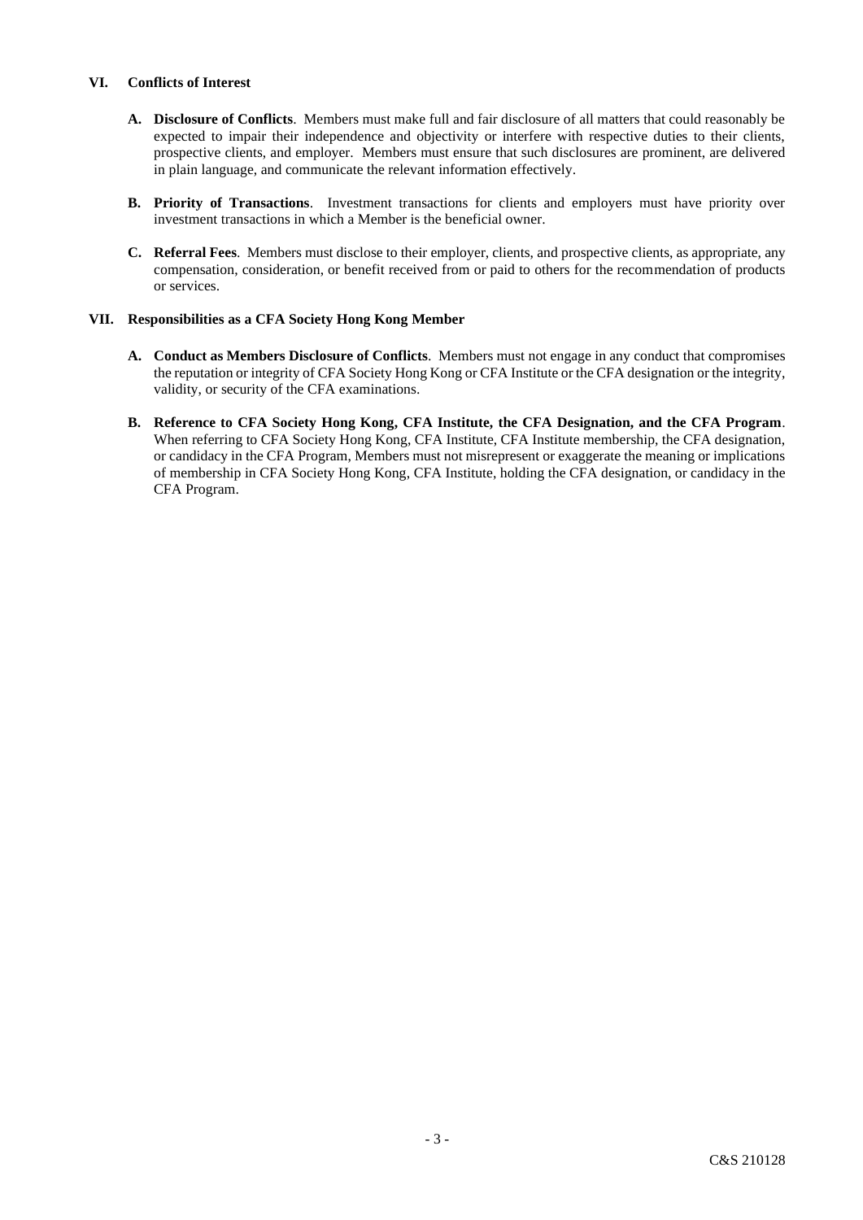## VI. Conflicts of Interest

**A. Disclosure of Conflicts**. Members must make full and fair disclosure of all matters that could reasonably be expected to impair their independence and objectivity or interfere with respective duties to their clients, prospective clients, and employer. Members must ensure that such disclosures are prominent, are delivered in plain language, and communicate the relevant information effectively.

**B. Priority of Transactions**. Investment transactions for clients and employers must have priority over investment transactions in which a Member is the beneficial owner.

**C. Referral Fees**. Members must disclose to their employer, clients, and prospective clients, as appropriate, any compensation, consideration, or benefit received from or paid to others for the recommendation of products or services.

## VII. Responsibilities as a CFA Society Hong Kong Member

**A. Conduct as Members Disclosure of Conflicts**. Members must not engage in any conduct that compromises the reputation or integrity of CFA Society Hong Kong or CFA Institute or the CFA designation or the integrity, validity, or security of the CFA examinations.

**B. Reference to CFA Society Hong Kong, CFA Institute, the CFA Designation, and the CFA Program**. When referring to CFA Society Hong Kong, CFA Institute, CFA Institute membership, the CFA designation, or candidacy in the CFA Program, Members must not misrepresent or exaggerate the meaning or implications of membership in CFA Society Hong Kong, CFA Institute, holding the CFA designation, or candidacy in the CFA Program.